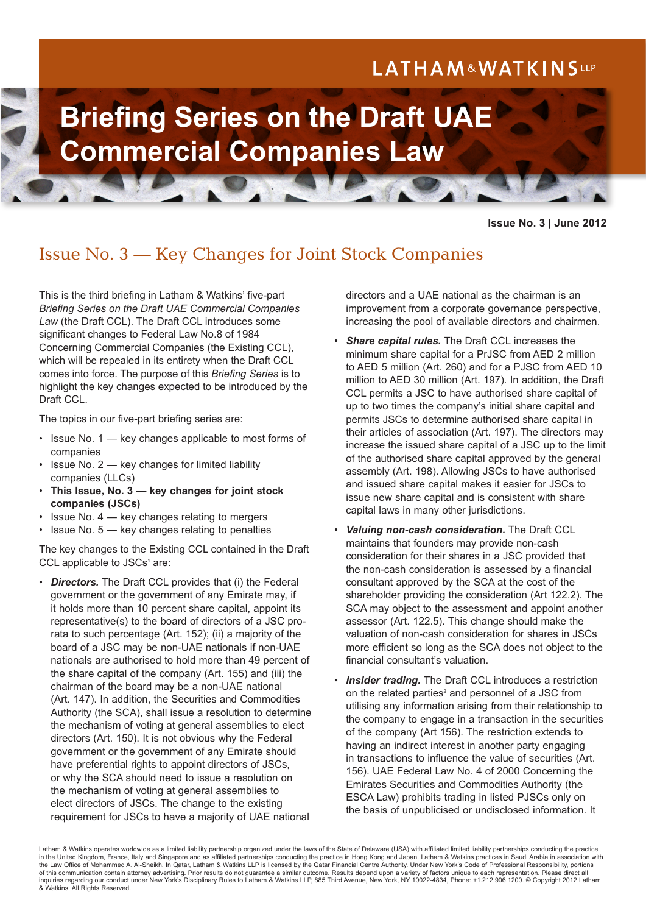LATHAM & WATKINS LLP

# Briefing Series on the Draft UAE Commercial Companies Law

**Issue No. 3 | June 2012**

## Issue No. 3 — Key Changes for Joint Stock Companies

This is the third briefing in Latham & Watkins' five-part *Briefing Series on the Draft UAE Commercial Companies Law* (the Draft CCL). The Draft CCL introduces some significant changes to Federal Law No.8 of 1984 Concerning Commercial Companies (the Existing CCL), which will be repealed in its entirety when the Draft CCL comes into force. The purpose of this *Briefing Series* is to highlight the key changes expected to be introduced by the Draft CCL.

The topics in our five-part briefing series are:

- Issue No. 1 — key changes applicable to most forms of companies
- Issue No. 2 — key changes for limited liability companies (LLCs)
- **This Issue, No. 3 — key changes for joint stock companies (JSCs)**
- Issue No. 4 — key changes relating to mergers
- Issue No. 5 — key changes relating to penalties

The key changes to the Existing CCL contained in the Draft CCL applicable to JSCs[1] are:

- ***Directors.*** The Draft CCL provides that (i) the Federal government or the government of any Emirate may, if it holds more than 10 percent share capital, appoint its representative(s) to the board of directors of a JSC pro-rata to such percentage (Art. 152); (ii) a majority of the board of a JSC may be non-UAE nationals if non-UAE nationals are authorised to hold more than 49 percent of the share capital of the company (Art. 155) and (iii) the chairman of the board may be a non-UAE national (Art. 147). In addition, the Securities and Commodities Authority (the SCA), shall issue a resolution to determine the mechanism of voting at general assemblies to elect directors (Art. 150). It is not obvious why the Federal government or the government of any Emirate should have preferential rights to appoint directors of JSCs, or why the SCA should need to issue a resolution on the mechanism of voting at general assemblies to elect directors of JSCs. The change to the existing requirement for JSCs to have a majority of UAE national directors and a UAE national as the chairman is an improvement from a corporate governance perspective, increasing the pool of available directors and chairmen.
- ***Share capital rules.*** The Draft CCL increases the minimum share capital for a PrJSC from AED 2 million to AED 5 million (Art. 260) and for a PJSC from AED 10 million to AED 30 million (Art. 197). In addition, the Draft CCL permits a JSC to have authorised share capital of up to two times the company's initial share capital and permits JSCs to determine authorised share capital in their articles of association (Art. 197). The directors may increase the issued share capital of a JSC up to the limit of the authorised share capital approved by the general assembly (Art. 198). Allowing JSCs to have authorised and issued share capital makes it easier for JSCs to issue new share capital and is consistent with share capital laws in many other jurisdictions.
- ***Valuing non-cash consideration.*** The Draft CCL maintains that founders may provide non-cash consideration for their shares in a JSC provided that the non-cash consideration is assessed by a financial consultant approved by the SCA at the cost of the shareholder providing the consideration (Art 122.2). The SCA may object to the assessment and appoint another assessor (Art. 122.5). This change should make the valuation of non-cash consideration for shares in JSCs more efficient so long as the SCA does not object to the financial consultant's valuation.
- ***Insider trading.*** The Draft CCL introduces a restriction on the related parties[2] and personnel of a JSC from utilising any information arising from their relationship to the company to engage in a transaction in the securities of the company (Art 156). The restriction extends to having an indirect interest in another party engaging in transactions to influence the value of securities (Art. 156). UAE Federal Law No. 4 of 2000 Concerning the Emirates Securities and Commodities Authority (the ESCA Law) prohibits trading in listed PJSCs only on the basis of unpublicised or undisclosed information. It

Latham & Watkins operates worldwide as a limited liability partnership organized under the laws of the State of Delaware (USA) with affiliated limited liability partnerships conducting the practice in the United Kingdom, France, Italy and Singapore and as affiliated partnerships conducting the practice in Hong Kong and Japan. Latham & Watkins practices in Saudi Arabia in association with the Law Office of Mohammed A. Al-Sheikh. In Qatar, Latham & Watkins LLP is licensed by the Qatar Financial Centre Authority. Under New York's Code of Professional Responsibility, portions of this communication contain attorney advertising. Prior results do not guarantee a similar outcome. Results depend upon a variety of factors unique to each representation. Please direct all inquiries regarding our conduct under New York's Disciplinary Rules to Latham & Watkins LLP, 885 Third Avenue, New York, NY 10022-4834, Phone: +1.212.906.1200. © Copyright 2012 Latham & Watkins. All Rights Reserved.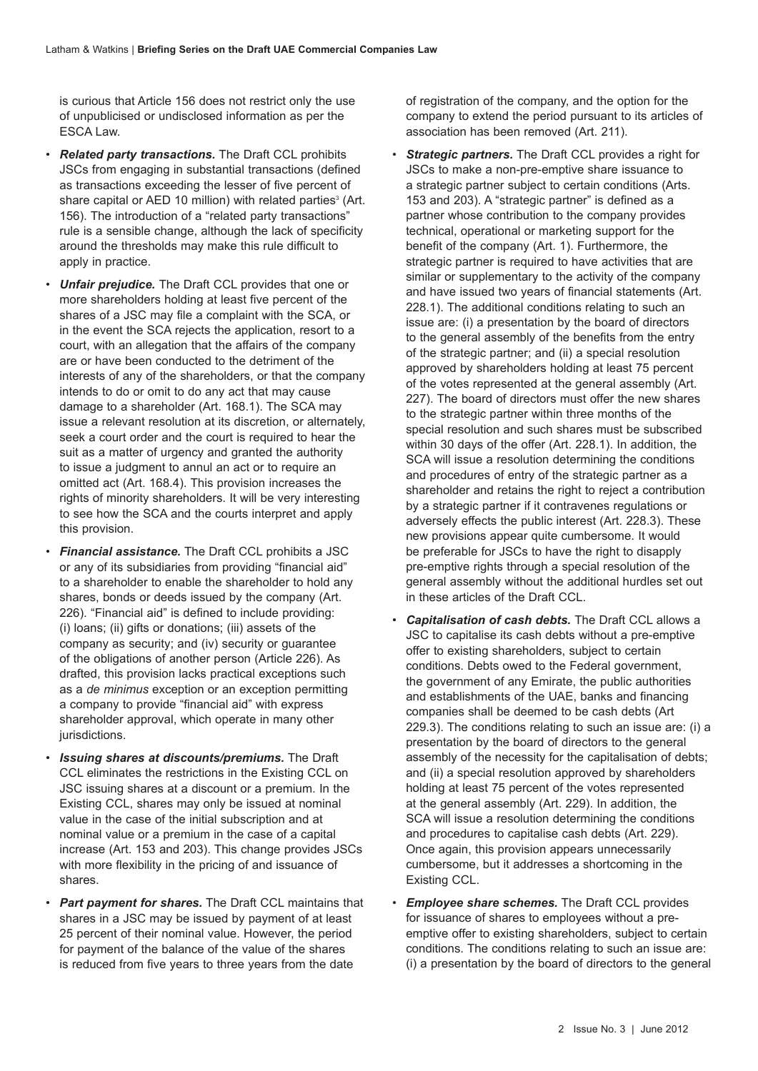is curious that Article 156 does not restrict only the use of unpublicised or undisclosed information as per the ESCA Law.

- ***Related party transactions.*** The Draft CCL prohibits JSCs from engaging in substantial transactions (defined as transactions exceeding the lesser of five percent of share capital or AED 10 million) with related parties[3] (Art. 156). The introduction of a "related party transactions" rule is a sensible change, although the lack of specificity around the thresholds may make this rule difficult to apply in practice.
- ***Unfair prejudice.*** The Draft CCL provides that one or more shareholders holding at least five percent of the shares of a JSC may file a complaint with the SCA, or in the event the SCA rejects the application, resort to a court, with an allegation that the affairs of the company are or have been conducted to the detriment of the interests of any of the shareholders, or that the company intends to do or omit to do any act that may cause damage to a shareholder (Art. 168.1). The SCA may issue a relevant resolution at its discretion, or alternately, seek a court order and the court is required to hear the suit as a matter of urgency and granted the authority to issue a judgment to annul an act or to require an omitted act (Art. 168.4). This provision increases the rights of minority shareholders. It will be very interesting to see how the SCA and the courts interpret and apply this provision.
- ***Financial assistance.*** The Draft CCL prohibits a JSC or any of its subsidiaries from providing "financial aid" to a shareholder to enable the shareholder to hold any shares, bonds or deeds issued by the company (Art. 226). "Financial aid" is defined to include providing: (i) loans; (ii) gifts or donations; (iii) assets of the company as security; and (iv) security or guarantee of the obligations of another person (Article 226). As drafted, this provision lacks practical exceptions such as a *de minimus* exception or an exception permitting a company to provide "financial aid" with express shareholder approval, which operate in many other jurisdictions.
- ***Issuing shares at discounts/premiums.*** The Draft CCL eliminates the restrictions in the Existing CCL on JSC issuing shares at a discount or a premium. In the Existing CCL, shares may only be issued at nominal value in the case of the initial subscription and at nominal value or a premium in the case of a capital increase (Art. 153 and 203). This change provides JSCs with more flexibility in the pricing of and issuance of shares.
- ***Part payment for shares.*** The Draft CCL maintains that shares in a JSC may be issued by payment of at least 25 percent of their nominal value. However, the period for payment of the balance of the value of the shares is reduced from five years to three years from the date of registration of the company, and the option for the company to extend the period pursuant to its articles of association has been removed (Art. 211).
- ***Strategic partners.*** The Draft CCL provides a right for JSCs to make a non-pre-emptive share issuance to a strategic partner subject to certain conditions (Arts. 153 and 203). A "strategic partner" is defined as a partner whose contribution to the company provides technical, operational or marketing support for the benefit of the company (Art. 1). Furthermore, the strategic partner is required to have activities that are similar or supplementary to the activity of the company and have issued two years of financial statements (Art. 228.1). The additional conditions relating to such an issue are: (i) a presentation by the board of directors to the general assembly of the benefits from the entry of the strategic partner; and (ii) a special resolution approved by shareholders holding at least 75 percent of the votes represented at the general assembly (Art. 227). The board of directors must offer the new shares to the strategic partner within three months of the special resolution and such shares must be subscribed within 30 days of the offer (Art. 228.1). In addition, the SCA will issue a resolution determining the conditions and procedures of entry of the strategic partner as a shareholder and retains the right to reject a contribution by a strategic partner if it contravenes regulations or adversely effects the public interest (Art. 228.3). These new provisions appear quite cumbersome. It would be preferable for JSCs to have the right to disapply pre-emptive rights through a special resolution of the general assembly without the additional hurdles set out in these articles of the Draft CCL.
- ***Capitalisation of cash debts.*** The Draft CCL allows a JSC to capitalise its cash debts without a pre-emptive offer to existing shareholders, subject to certain conditions. Debts owed to the Federal government, the government of any Emirate, the public authorities and establishments of the UAE, banks and financing companies shall be deemed to be cash debts (Art 229.3). The conditions relating to such an issue are: (i) a presentation by the board of directors to the general assembly of the necessity for the capitalisation of debts; and (ii) a special resolution approved by shareholders holding at least 75 percent of the votes represented at the general assembly (Art. 229). In addition, the SCA will issue a resolution determining the conditions and procedures to capitalise cash debts (Art. 229). Once again, this provision appears unnecessarily cumbersome, but it addresses a shortcoming in the Existing CCL.
- ***Employee share schemes.*** The Draft CCL provides for issuance of shares to employees without a pre-emptive offer to existing shareholders, subject to certain conditions. The conditions relating to such an issue are: (i) a presentation by the board of directors to the general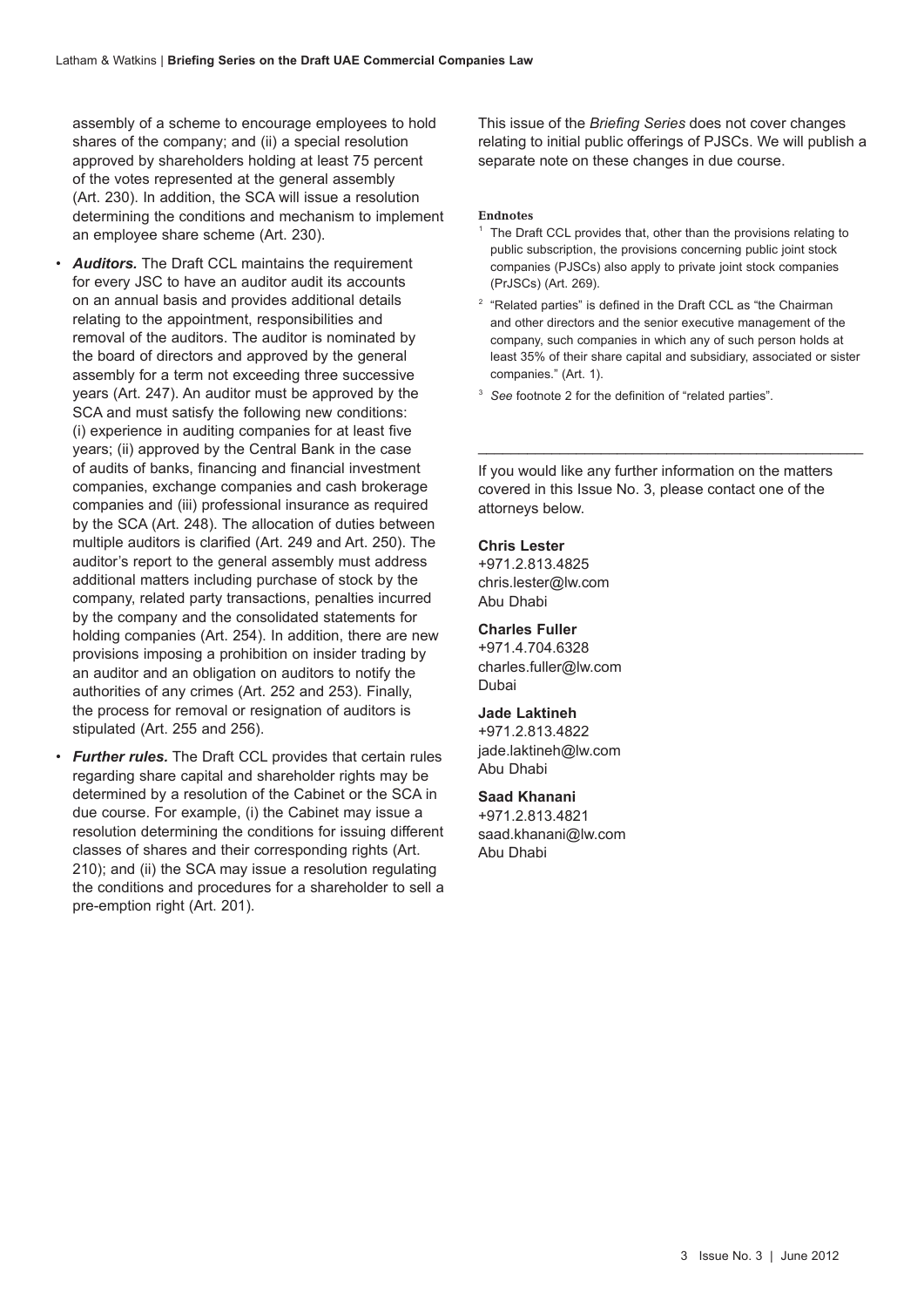assembly of a scheme to encourage employees to hold shares of the company; and (ii) a special resolution approved by shareholders holding at least 75 percent of the votes represented at the general assembly (Art. 230). In addition, the SCA will issue a resolution determining the conditions and mechanism to implement an employee share scheme (Art. 230).

- ***Auditors.*** The Draft CCL maintains the requirement for every JSC to have an auditor audit its accounts on an annual basis and provides additional details relating to the appointment, responsibilities and removal of the auditors. The auditor is nominated by the board of directors and approved by the general assembly for a term not exceeding three successive years (Art. 247). An auditor must be approved by the SCA and must satisfy the following new conditions: (i) experience in auditing companies for at least five years; (ii) approved by the Central Bank in the case of audits of banks, financing and financial investment companies, exchange companies and cash brokerage companies and (iii) professional insurance as required by the SCA (Art. 248). The allocation of duties between multiple auditors is clarified (Art. 249 and Art. 250). The auditor's report to the general assembly must address additional matters including purchase of stock by the company, related party transactions, penalties incurred by the company and the consolidated statements for holding companies (Art. 254). In addition, there are new provisions imposing a prohibition on insider trading by an auditor and an obligation on auditors to notify the authorities of any crimes (Art. 252 and 253). Finally, the process for removal or resignation of auditors is stipulated (Art. 255 and 256).
- ***Further rules.*** The Draft CCL provides that certain rules regarding share capital and shareholder rights may be determined by a resolution of the Cabinet or the SCA in due course. For example, (i) the Cabinet may issue a resolution determining the conditions for issuing different classes of shares and their corresponding rights (Art. 210); and (ii) the SCA may issue a resolution regulating the conditions and procedures for a shareholder to sell a pre-emption right (Art. 201).

This issue of the *Briefing Series* does not cover changes relating to initial public offerings of PJSCs. We will publish a separate note on these changes in due course.

**Endnotes**

[1] The Draft CCL provides that, other than the provisions relating to public subscription, the provisions concerning public joint stock companies (PJSCs) also apply to private joint stock companies (PrJSCs) (Art. 269).

[2] "Related parties" is defined in the Draft CCL as "the Chairman and other directors and the senior executive management of the company, such companies in which any of such person holds at least 35% of their share capital and subsidiary, associated or sister companies." (Art. 1).

[3] *See* footnote 2 for the definition of "related parties".

---

If you would like any further information on the matters covered in this Issue No. 3, please contact one of the attorneys below.

**Chris Lester**
+971.2.813.4825
chris.lester@lw.com
Abu Dhabi

**Charles Fuller**
+971.4.704.6328
charles.fuller@lw.com
Dubai

**Jade Laktineh**
+971.2.813.4822
jade.laktineh@lw.com
Abu Dhabi

**Saad Khanani**
+971.2.813.4821
saad.khanani@lw.com
Abu Dhabi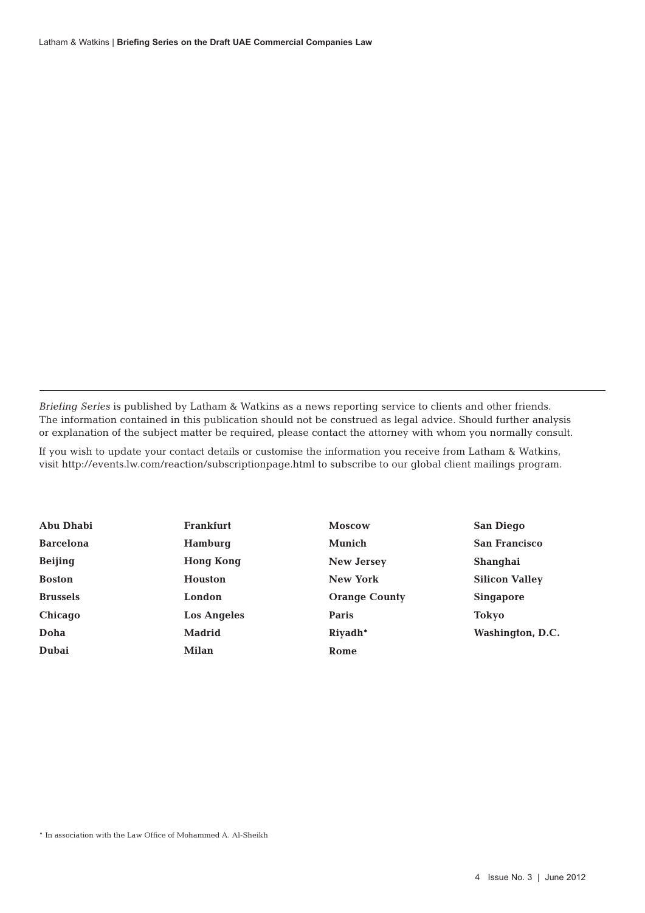*Briefing Series* is published by Latham & Watkins as a news reporting service to clients and other friends. The information contained in this publication should not be construed as legal advice. Should further analysis or explanation of the subject matter be required, please contact the attorney with whom you normally consult.

If you wish to update your contact details or customise the information you receive from Latham & Watkins, visit http://events.lw.com/reaction/subscriptionpage.html to subscribe to our global client mailings program.

**Abu Dhabi**
**Barcelona**
**Beijing**
**Boston**
**Brussels**
**Chicago**
**Doha**
**Dubai**
**Frankfurt**
**Hamburg**
**Hong Kong**
**Houston**
**London**
**Los Angeles**
**Madrid**
**Milan**
**Moscow**
**Munich**
**New Jersey**
**New York**
**Orange County**
**Paris**
**Riyadh***
**Rome**
**San Diego**
**San Francisco**
**Shanghai**
**Silicon Valley**
**Singapore**
**Tokyo**
**Washington, D.C.**

\* In association with the Law Office of Mohammed A. Al-Sheikh